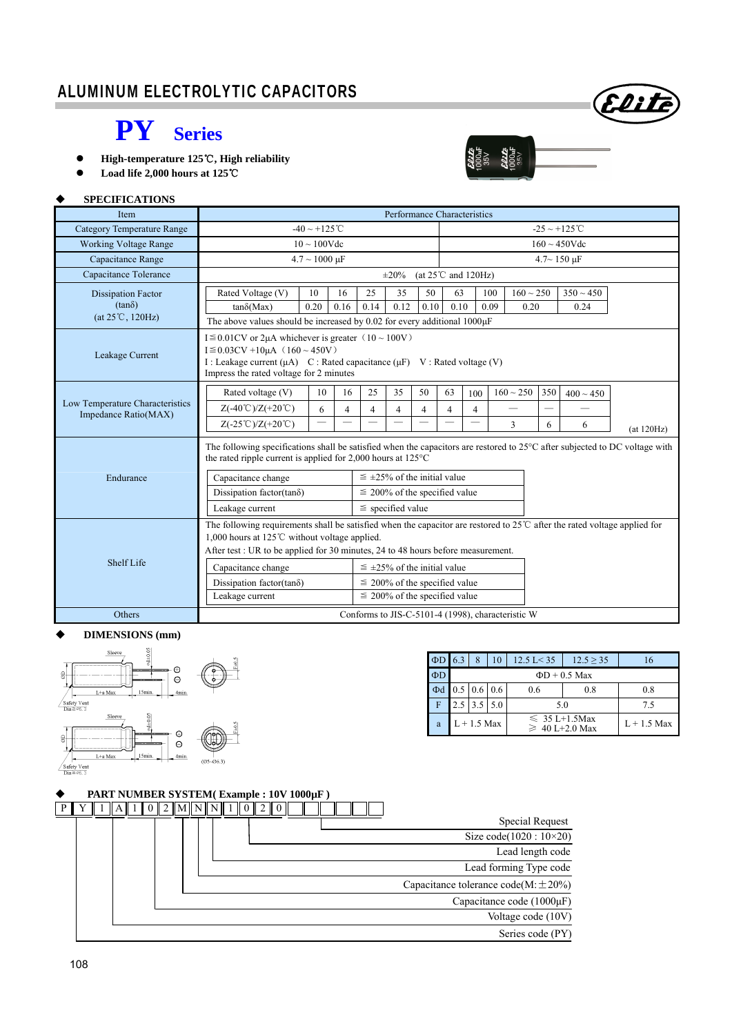# ALUMINUM ELECTROLYTIC CAPACITORS

## PY Series

- High-temperature 125℃, High reliability
- Load life 2,000 hours at 125℃

### ◆ SPECIFICATIONS

| Item | Performance Characteristics | |
|---|---|---|
| Category Temperature Range | -40 ~ +125℃ | -25 ~ +125℃ |
| Working Voltage Range | 10 ~ 100Vdc | 160 ~ 450Vdc |
| Capacitance Range | 4.7 ~ 1000 μF | 4.7~ 150 μF |
| Capacitance Tolerance | ±20% (at 25℃ and 120Hz) | |

**Dissipation Factor (tanδ) (at 25℃, 120Hz)**

| Rated Voltage (V) | 10 | 16 | 25 | 35 | 50 | 63 | 100 | 160 ~ 250 | 350 ~ 450 |
|---|---|---|---|---|---|---|---|---|---|
| tanδ(Max) | 0.20 | 0.16 | 0.14 | 0.12 | 0.10 | 0.10 | 0.09 | 0.20 | 0.24 |

The above values should be increased by 0.02 for every additional 1000μF

**Leakage Current**

I≦0.01CV or 2μA whichever is greater（10 ~ 100V）
I≦0.03CV +10μA（160 ~ 450V）
I : Leakage current (μA) C : Rated capacitance (μF) V : Rated voltage (V)
Impress the rated voltage for 2 minutes

**Low Temperature Characteristics Impedance Ratio(MAX)**

| Rated voltage (V) | 10 | 16 | 25 | 35 | 50 | 63 | 100 | 160 ~ 250 | 350 | 400 ~ 450 |
|---|---|---|---|---|---|---|---|---|---|---|
| Z(-40℃)/Z(+20℃) | 6 | 4 | 4 | 4 | 4 | 4 | 4 | — | — | — |
| Z(-25℃)/Z(+20℃) | — | — | — | — | — | — | — | 3 | 6 | 6 |

(at 120Hz)

**Endurance**

The following specifications shall be satisfied when the capacitors are restored to 25°C after subjected to DC voltage with the rated ripple current is applied for 2,000 hours at 125°C

| Capacitance change | ≦ ±25% of the initial value |
|---|---|
| Dissipation factor(tanδ) | ≦ 200% of the specified value |
| Leakage current | ≦ specified value |

**Shelf Life**

The following requirements shall be satisfied when the capacitor are restored to 25℃ after the rated voltage applied for 1,000 hours at 125℃ without voltage applied.
After test : UR to be applied for 30 minutes, 24 to 48 hours before measurement.

| Capacitance change | ≦ ±25% of the initial value |
|---|---|
| Dissipation factor(tanδ) | ≦ 200% of the specified value |
| Leakage current | ≦ 200% of the specified value |

**Others**: Conforms to JIS-C-5101-4 (1998), characteristic W

### ◆ DIMENSIONS (mm)

| ΦD | 6.3 | 8 | 10 | 12.5 L< 35 | 12.5 ≥ 35 | 16 |
|---|---|---|---|---|---|---|
| ΦD | ΦD + 0.5 Max | | | | | |
| Φd | 0.5 | 0.6 | 0.6 | 0.6 | 0.8 | 0.8 |
| F | 2.5 | 3.5 | 5.0 | 5.0 | | 7.5 |
| a | L + 1.5 Max | | | ≦ 35 L+1.5Max<br>≧ 40 L+2.0 Max | | L + 1.5 Max |

### ◆ PART NUMBER SYSTEM( Example : 10V 1000μF )

P Y 1 A 1 0 2 M N N 1 0 2 0

- Special Request
- Size code(1020 : 10×20)
- Lead length code
- Lead forming Type code
- Capacitance tolerance code(M:±20%)
- Capacitance code (1000μF)
- Voltage code (10V)
- Series code (PY)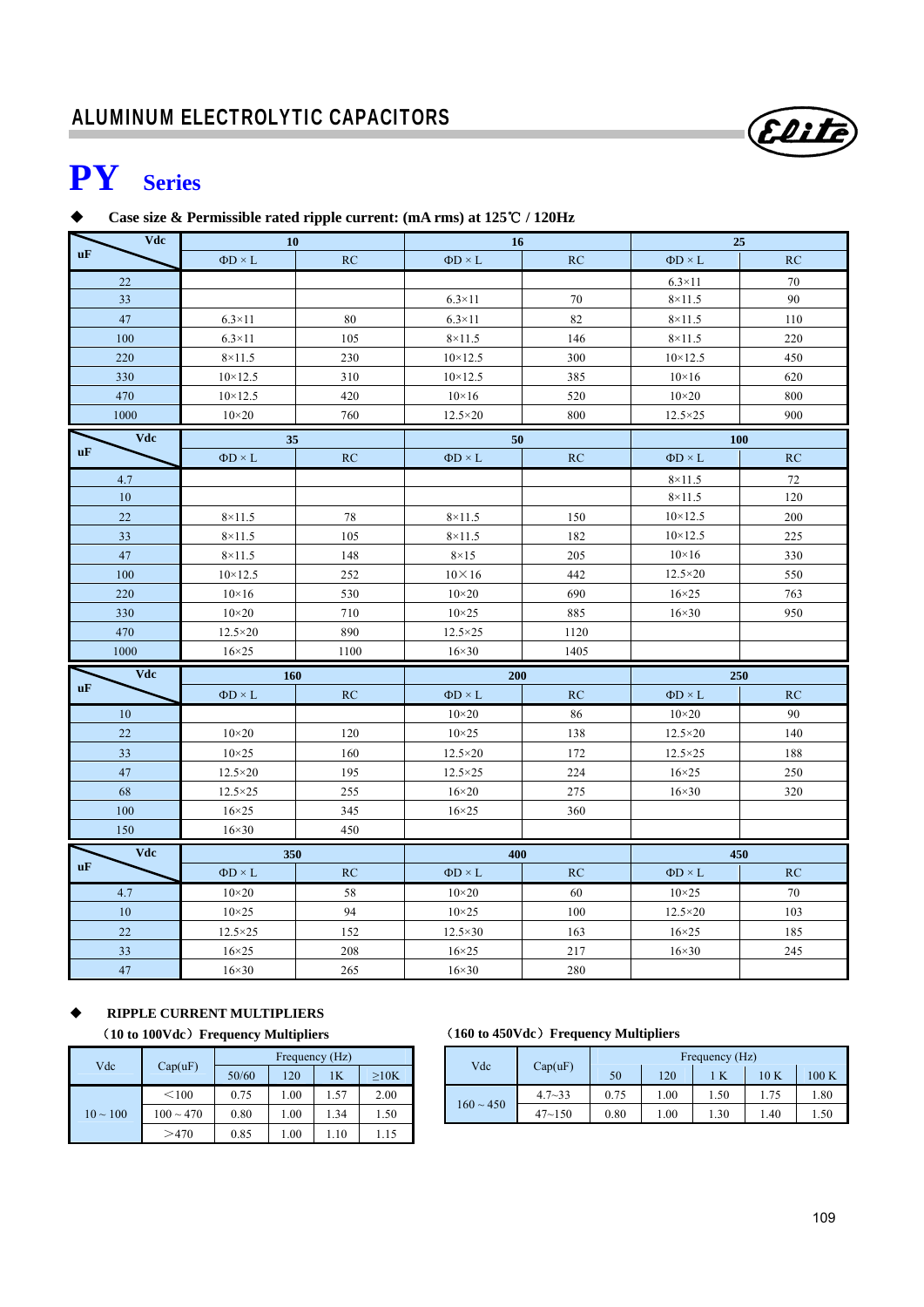## ALUMINUM ELECTROLYTIC CAPACITORS

# PY Series

◆ **Case size & Permissible rated ripple current: (mA rms) at 125℃ / 120Hz**

| uF \ Vdc | 10 | | 16 | | 25 | |
|---|---|---|---|---|---|---|
| | ΦD × L | RC | ΦD × L | RC | ΦD × L | RC |
| 22 | | | | | 6.3×11 | 70 |
| 33 | | | 6.3×11 | 70 | 8×11.5 | 90 |
| 47 | 6.3×11 | 80 | 6.3×11 | 82 | 8×11.5 | 110 |
| 100 | 6.3×11 | 105 | 8×11.5 | 146 | 8×11.5 | 220 |
| 220 | 8×11.5 | 230 | 10×12.5 | 300 | 10×12.5 | 450 |
| 330 | 10×12.5 | 310 | 10×12.5 | 385 | 10×16 | 620 |
| 470 | 10×12.5 | 420 | 10×16 | 520 | 10×20 | 800 |
| 1000 | 10×20 | 760 | 12.5×20 | 800 | 12.5×25 | 900 |

| uF \ Vdc | 35 | | 50 | | 100 | |
|---|---|---|---|---|---|---|
| | ΦD × L | RC | ΦD × L | RC | ΦD × L | RC |
| 4.7 | | | | | 8×11.5 | 72 |
| 10 | | | | | 8×11.5 | 120 |
| 22 | 8×11.5 | 78 | 8×11.5 | 150 | 10×12.5 | 200 |
| 33 | 8×11.5 | 105 | 8×11.5 | 182 | 10×12.5 | 225 |
| 47 | 8×11.5 | 148 | 8×15 | 205 | 10×16 | 330 |
| 100 | 10×12.5 | 252 | 10×16 | 442 | 12.5×20 | 550 |
| 220 | 10×16 | 530 | 10×20 | 690 | 16×25 | 763 |
| 330 | 10×20 | 710 | 10×25 | 885 | 16×30 | 950 |
| 470 | 12.5×20 | 890 | 12.5×25 | 1120 | | |
| 1000 | 16×25 | 1100 | 16×30 | 1405 | | |

| uF \ Vdc | 160 | | 200 | | 250 | |
|---|---|---|---|---|---|---|
| | ΦD × L | RC | ΦD × L | RC | ΦD × L | RC |
| 10 | | | 10×20 | 86 | 10×20 | 90 |
| 22 | 10×20 | 120 | 10×25 | 138 | 12.5×20 | 140 |
| 33 | 10×25 | 160 | 12.5×20 | 172 | 12.5×25 | 188 |
| 47 | 12.5×20 | 195 | 12.5×25 | 224 | 16×25 | 250 |
| 68 | 12.5×25 | 255 | 16×20 | 275 | 16×30 | 320 |
| 100 | 16×25 | 345 | 16×25 | 360 | | |
| 150 | 16×30 | 450 | | | | |

| uF \ Vdc | 350 | | 400 | | 450 | |
|---|---|---|---|---|---|---|
| | ΦD × L | RC | ΦD × L | RC | ΦD × L | RC |
| 4.7 | 10×20 | 58 | 10×20 | 60 | 10×25 | 70 |
| 10 | 10×25 | 94 | 10×25 | 100 | 12.5×20 | 103 |
| 22 | 12.5×25 | 152 | 12.5×30 | 163 | 16×25 | 185 |
| 33 | 16×25 | 208 | 16×25 | 217 | 16×30 | 245 |
| 47 | 16×30 | 265 | 16×30 | 280 | | |

◆ **RIPPLE CURRENT MULTIPLIERS**

**（10 to 100Vdc）Frequency Multipliers**

| Vdc | Cap(uF) | Frequency (Hz) | | | |
|---|---|---|---|---|---|
| | | 50/60 | 120 | 1K | ≥10K |
| 10 ~ 100 | ＜100 | 0.75 | 1.00 | 1.57 | 2.00 |
| | 100 ~ 470 | 0.80 | 1.00 | 1.34 | 1.50 |
| | ＞470 | 0.85 | 1.00 | 1.10 | 1.15 |

**（160 to 450Vdc）Frequency Multipliers**

| Vdc | Cap(uF) | Frequency (Hz) | | | | |
|---|---|---|---|---|---|---|
| | | 50 | 120 | 1 K | 10 K | 100 K |
| 160 ~ 450 | 4.7~33 | 0.75 | 1.00 | 1.50 | 1.75 | 1.80 |
| | 47~150 | 0.80 | 1.00 | 1.30 | 1.40 | 1.50 |